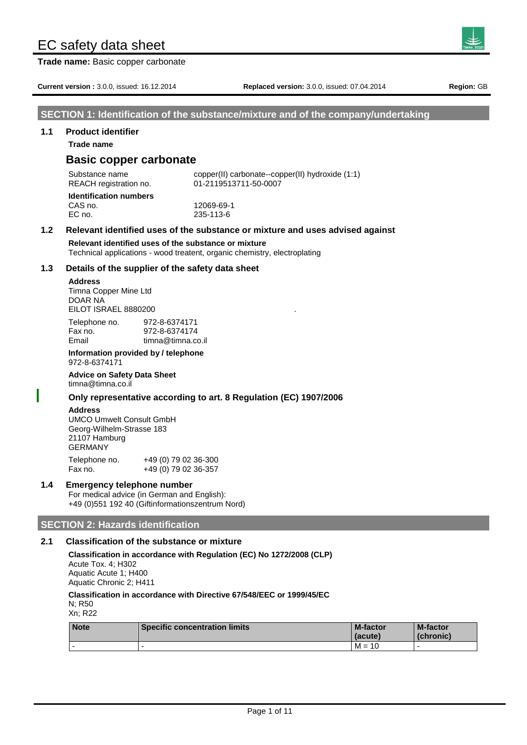# EC safety data sheet

**Trade name:** Basic copper carbonate

**Current version :** 3.0.0, issued: 16.12.2014 **Replaced version:** 3.0.0, issued: 07.04.2014 **Region:** GB

## SECTION 1: Identification of the substance/mixture and of the company/undertaking

### 1.1 Product identifier

**Trade name**

## Basic copper carbonate

Substance name: copper(II) carbonate--copper(II) hydroxide (1:1)
REACH registration no.: 01-2119513711-50-0007

**Identification numbers**

CAS no.: 12069-69-1
EC no.: 235-113-6

### 1.2 Relevant identified uses of the substance or mixture and uses advised against

**Relevant identified uses of the substance or mixture**

Technical applications - wood treatent, organic chemistry, electroplating

### 1.3 Details of the supplier of the safety data sheet

**Address**

Timna Copper Mine Ltd
DOAR NA
EILOT ISRAEL 8880200

Telephone no.: 972-8-6374171
Fax no.: 972-8-6374174
Email: timna@timna.co.il

**Information provided by / telephone**

972-8-6374171

**Advice on Safety Data Sheet**

timna@timna.co.il

**Only representative according to art. 8 Regulation (EC) 1907/2006**

**Address**

UMCO Umwelt Consult GmbH
Georg-Wilhelm-Strasse 183
21107 Hamburg
GERMANY

Telephone no.: +49 (0) 79 02 36-300
Fax no.: +49 (0) 79 02 36-357

### 1.4 Emergency telephone number

For medical advice (in German and English):
+49 (0)551 192 40 (Giftinformationszentrum Nord)

## SECTION 2: Hazards identification

### 2.1 Classification of the substance or mixture

**Classification in accordance with Regulation (EC) No 1272/2008 (CLP)**

Acute Tox. 4; H302
Aquatic Acute 1; H400
Aquatic Chronic 2; H411

**Classification in accordance with Directive 67/548/EEC or 1999/45/EC**

N; R50
Xn; R22

| Note | Specific concentration limits | M-factor (acute) | M-factor (chronic) |
|---|---|---|---|
| - | - | M = 10 | - |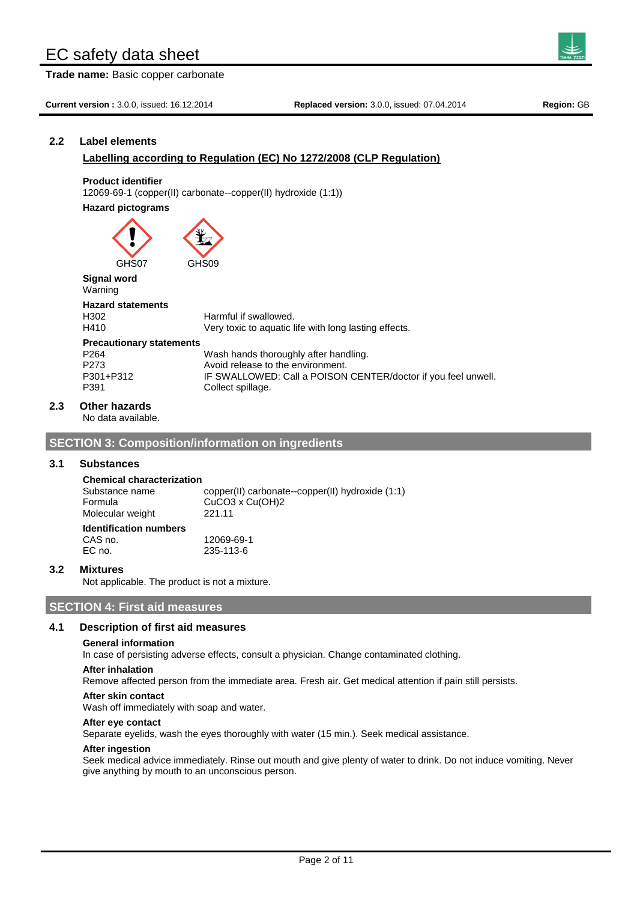### 2.2 Label elements

**Labelling according to Regulation (EC) No 1272/2008 (CLP Regulation)**

**Product identifier**
12069-69-1 (copper(II) carbonate--copper(II) hydroxide (1:1))

**Hazard pictograms**

GHS07 GHS09

**Signal word**
Warning

**Hazard statements**

| | |
|---|---|
| H302 | Harmful if swallowed. |
| H410 | Very toxic to aquatic life with long lasting effects. |

**Precautionary statements**

| | |
|---|---|
| P264 | Wash hands thoroughly after handling. |
| P273 | Avoid release to the environment. |
| P301+P312 | IF SWALLOWED: Call a POISON CENTER/doctor if you feel unwell. |
| P391 | Collect spillage. |

### 2.3 Other hazards

No data available.

## SECTION 3: Composition/information on ingredients

### 3.1 Substances

**Chemical characterization**

| | |
|---|---|
| Substance name | copper(II) carbonate--copper(II) hydroxide (1:1) |
| Formula | $CuCO_3$ x $Cu(OH)_2$ |
| Molecular weight | 221.11 |

**Identification numbers**

| | |
|---|---|
| CAS no. | 12069-69-1 |
| EC no. | 235-113-6 |

### 3.2 Mixtures

Not applicable. The product is not a mixture.

## SECTION 4: First aid measures

### 4.1 Description of first aid measures

**General information**
In case of persisting adverse effects, consult a physician. Change contaminated clothing.

**After inhalation**
Remove affected person from the immediate area. Fresh air. Get medical attention if pain still persists.

**After skin contact**
Wash off immediately with soap and water.

**After eye contact**
Separate eyelids, wash the eyes thoroughly with water (15 min.). Seek medical assistance.

**After ingestion**
Seek medical advice immediately. Rinse out mouth and give plenty of water to drink. Do not induce vomiting. Never give anything by mouth to an unconscious person.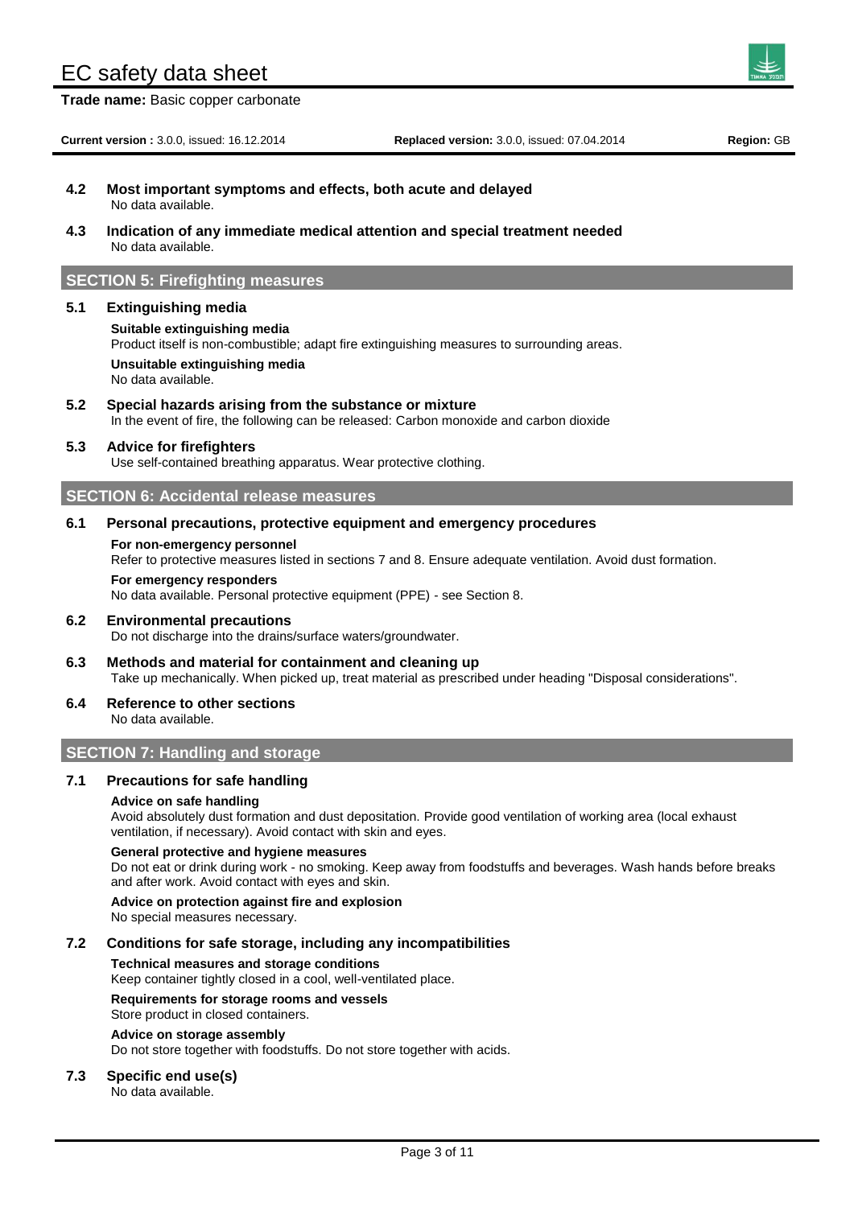### 4.2 Most important symptoms and effects, both acute and delayed

No data available.

### 4.3 Indication of any immediate medical attention and special treatment needed

No data available.

## SECTION 5: Firefighting measures

### 5.1 Extinguishing media

**Suitable extinguishing media**

Product itself is non-combustible; adapt fire extinguishing measures to surrounding areas.

**Unsuitable extinguishing media**

No data available.

### 5.2 Special hazards arising from the substance or mixture

In the event of fire, the following can be released: Carbon monoxide and carbon dioxide

### 5.3 Advice for firefighters

Use self-contained breathing apparatus. Wear protective clothing.

## SECTION 6: Accidental release measures

### 6.1 Personal precautions, protective equipment and emergency procedures

**For non-emergency personnel**

Refer to protective measures listed in sections 7 and 8. Ensure adequate ventilation. Avoid dust formation.

**For emergency responders**

No data available. Personal protective equipment (PPE) - see Section 8.

### 6.2 Environmental precautions

Do not discharge into the drains/surface waters/groundwater.

### 6.3 Methods and material for containment and cleaning up

Take up mechanically. When picked up, treat material as prescribed under heading "Disposal considerations".

### 6.4 Reference to other sections

No data available.

## SECTION 7: Handling and storage

### 7.1 Precautions for safe handling

**Advice on safe handling**

Avoid absolutely dust formation and dust depositation. Provide good ventilation of working area (local exhaust ventilation, if necessary). Avoid contact with skin and eyes.

**General protective and hygiene measures**

Do not eat or drink during work - no smoking. Keep away from foodstuffs and beverages. Wash hands before breaks and after work. Avoid contact with eyes and skin.

**Advice on protection against fire and explosion**

No special measures necessary.

### 7.2 Conditions for safe storage, including any incompatibilities

**Technical measures and storage conditions**

Keep container tightly closed in a cool, well-ventilated place.

**Requirements for storage rooms and vessels**

Store product in closed containers.

**Advice on storage assembly**

Do not store together with foodstuffs. Do not store together with acids.

### 7.3 Specific end use(s)

No data available.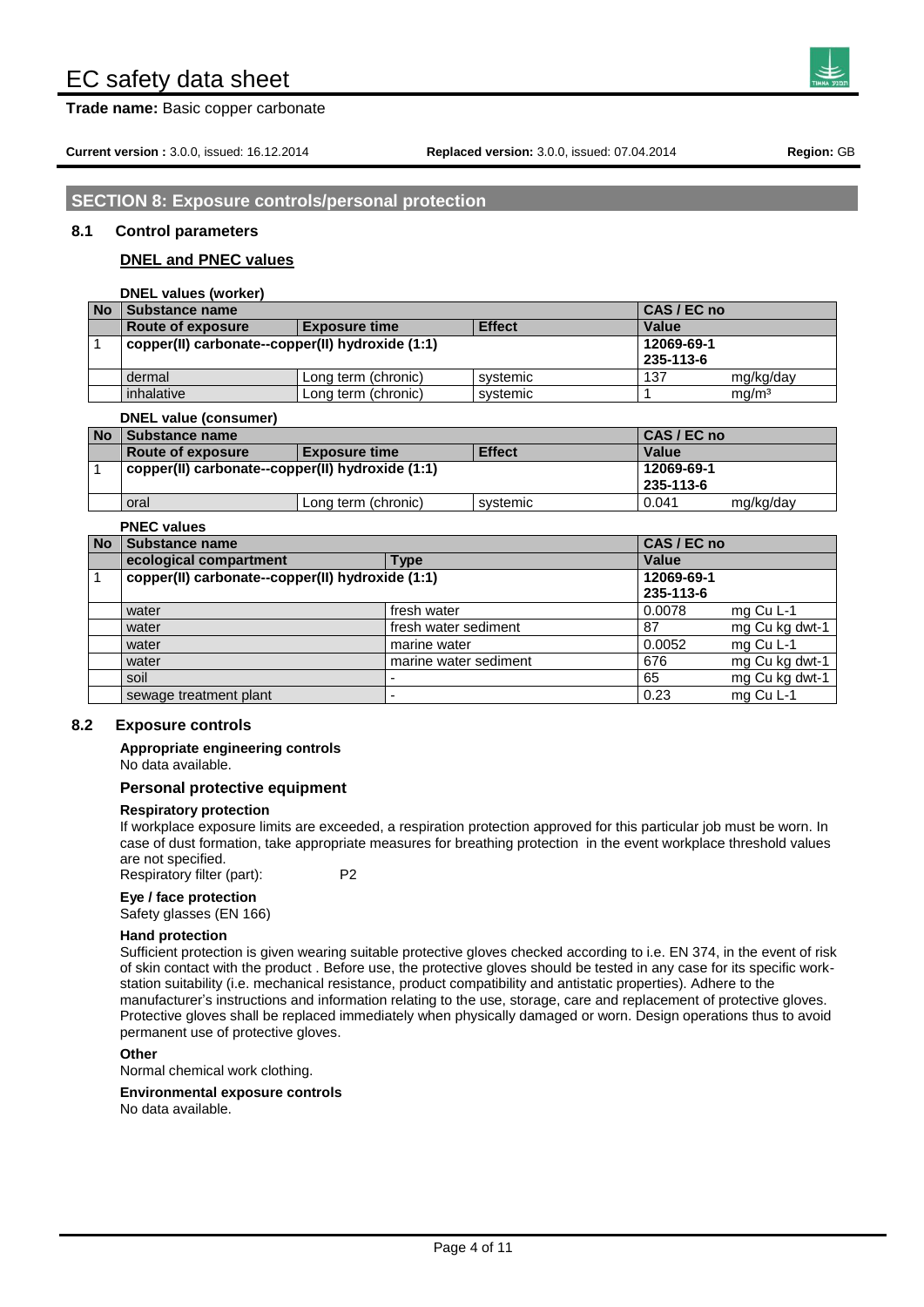## SECTION 8: Exposure controls/personal protection

### 8.1 Control parameters

#### DNEL and PNEC values

**DNEL values (worker)**

| No | Substance name | | | CAS / EC no | |
|---|---|---|---|---|---|
| | **Route of exposure** | **Exposure time** | **Effect** | **Value** | |
| 1 | copper(II) carbonate--copper(II) hydroxide (1:1) | | | 12069-69-1<br>235-113-6 | |
| | dermal | Long term (chronic) | systemic | 137 | mg/kg/day |
| | inhalative | Long term (chronic) | systemic | 1 | mg/m³ |

**DNEL value (consumer)**

| No | Substance name | | | CAS / EC no | |
|---|---|---|---|---|---|
| | **Route of exposure** | **Exposure time** | **Effect** | **Value** | |
| 1 | copper(II) carbonate--copper(II) hydroxide (1:1) | | | 12069-69-1<br>235-113-6 | |
| | oral | Long term (chronic) | systemic | 0.041 | mg/kg/day |

**PNEC values**

| No | Substance name | | CAS / EC no | |
|---|---|---|---|---|
| | **ecological compartment** | **Type** | **Value** | |
| 1 | copper(II) carbonate--copper(II) hydroxide (1:1) | | 12069-69-1<br>235-113-6 | |
| | water | fresh water | 0.0078 | mg Cu L-1 |
| | water | fresh water sediment | 87 | mg Cu kg dwt-1 |
| | water | marine water | 0.0052 | mg Cu L-1 |
| | water | marine water sediment | 676 | mg Cu kg dwt-1 |
| | soil | - | 65 | mg Cu kg dwt-1 |
| | sewage treatment plant | - | 0.23 | mg Cu L-1 |

### 8.2 Exposure controls

**Appropriate engineering controls**
No data available.

#### Personal protective equipment

**Respiratory protection**
If workplace exposure limits are exceeded, a respiration protection approved for this particular job must be worn. In case of dust formation, take appropriate measures for breathing protection in the event workplace threshold values are not specified.
Respiratory filter (part): P2

**Eye / face protection**
Safety glasses (EN 166)

**Hand protection**
Sufficient protection is given wearing suitable protective gloves checked according to i.e. EN 374, in the event of risk of skin contact with the product . Before use, the protective gloves should be tested in any case for its specific work-station suitability (i.e. mechanical resistance, product compatibility and antistatic properties). Adhere to the manufacturer's instructions and information relating to the use, storage, care and replacement of protective gloves. Protective gloves shall be replaced immediately when physically damaged or worn. Design operations thus to avoid permanent use of protective gloves.

**Other**
Normal chemical work clothing.

**Environmental exposure controls**
No data available.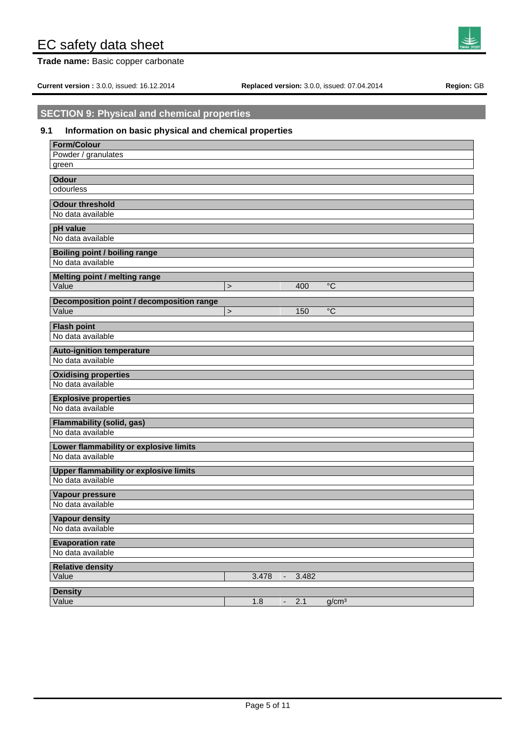# EC safety data sheet

**Trade name:** Basic copper carbonate

**Current version :** 3.0.0, issued: 16.12.2014 **Replaced version:** 3.0.0, issued: 07.04.2014 **Region:** GB

## SECTION 9: Physical and chemical properties

### 9.1 Information on basic physical and chemical properties

| Form/Colour | | | | |
|---|---|---|---|---|
| Powder / granulates | | | | |
| green | | | | |

| Odour |
|---|
| odourless |

| Odour threshold |
|---|
| No data available |

| pH value |
|---|
| No data available |

| Boiling point / boiling range |
|---|
| No data available |

| Melting point / melting range | | | |
|---|---|---|---|
| Value | > | 400 | °C |

| Decomposition point / decomposition range | | | |
|---|---|---|---|
| Value | > | 150 | °C |

| Flash point |
|---|
| No data available |

| Auto-ignition temperature |
|---|
| No data available |

| Oxidising properties |
|---|
| No data available |

| Explosive properties |
|---|
| No data available |

| Flammability (solid, gas) |
|---|
| No data available |

| Lower flammability or explosive limits |
|---|
| No data available |

| Upper flammability or explosive limits |
|---|
| No data available |

| Vapour pressure |
|---|
| No data available |

| Vapour density |
|---|
| No data available |

| Evaporation rate |
|---|
| No data available |

| Relative density | | | |
|---|---|---|---|
| Value | 3.478 | - | 3.482 |

| Density | | | | |
|---|---|---|---|---|
| Value | 1.8 | - | 2.1 | g/cm³ |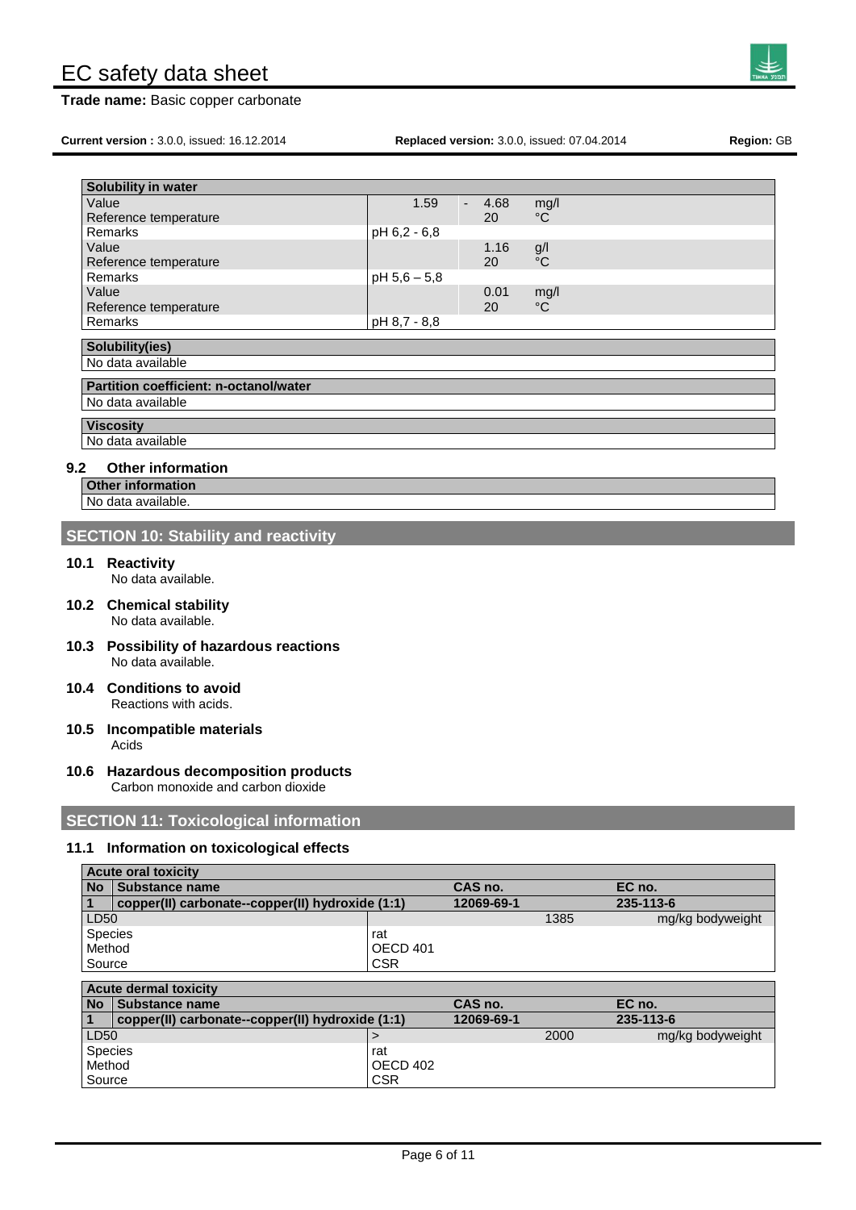| Solubility in water | | | |
|---|---|---|---|
| Value | 1.59 | - 4.68 | mg/l |
| Reference temperature | | 20 | °C |
| Remarks | pH 6,2 - 6,8 | | |
| Value | | 1.16 | g/l |
| Reference temperature | | 20 | °C |
| Remarks | pH 5,6 – 5,8 | | |
| Value | | 0.01 | mg/l |
| Reference temperature | | 20 | °C |
| Remarks | pH 8,7 - 8,8 | | |

| Solubility(ies) |
|---|
| No data available |

| Partition coefficient: n-octanol/water |
|---|
| No data available |

| Viscosity |
|---|
| No data available |

### 9.2 Other information

| Other information |
|---|
| No data available. |

## SECTION 10: Stability and reactivity

### 10.1 Reactivity

No data available.

### 10.2 Chemical stability

No data available.

### 10.3 Possibility of hazardous reactions

No data available.

### 10.4 Conditions to avoid

Reactions with acids.

### 10.5 Incompatible materials

Acids

### 10.6 Hazardous decomposition products

Carbon monoxide and carbon dioxide

## SECTION 11: Toxicological information

### 11.1 Information on toxicological effects

| Acute oral toxicity | | | | |
|---|---|---|---|---|
| **No** | **Substance name** | | **CAS no.** | **EC no.** |
| **1** | **copper(II) carbonate--copper(II) hydroxide (1:1)** | | **12069-69-1** | **235-113-6** |
| LD50 | | | 1385 | mg/kg bodyweight |
| Species | | rat | | |
| Method | | OECD 401 | | |
| Source | | CSR | | |

| Acute dermal toxicity | | | | |
|---|---|---|---|---|
| **No** | **Substance name** | | **CAS no.** | **EC no.** |
| **1** | **copper(II) carbonate--copper(II) hydroxide (1:1)** | | **12069-69-1** | **235-113-6** |
| LD50 | | > | 2000 | mg/kg bodyweight |
| Species | | rat | | |
| Method | | OECD 402 | | |
| Source | | CSR | | |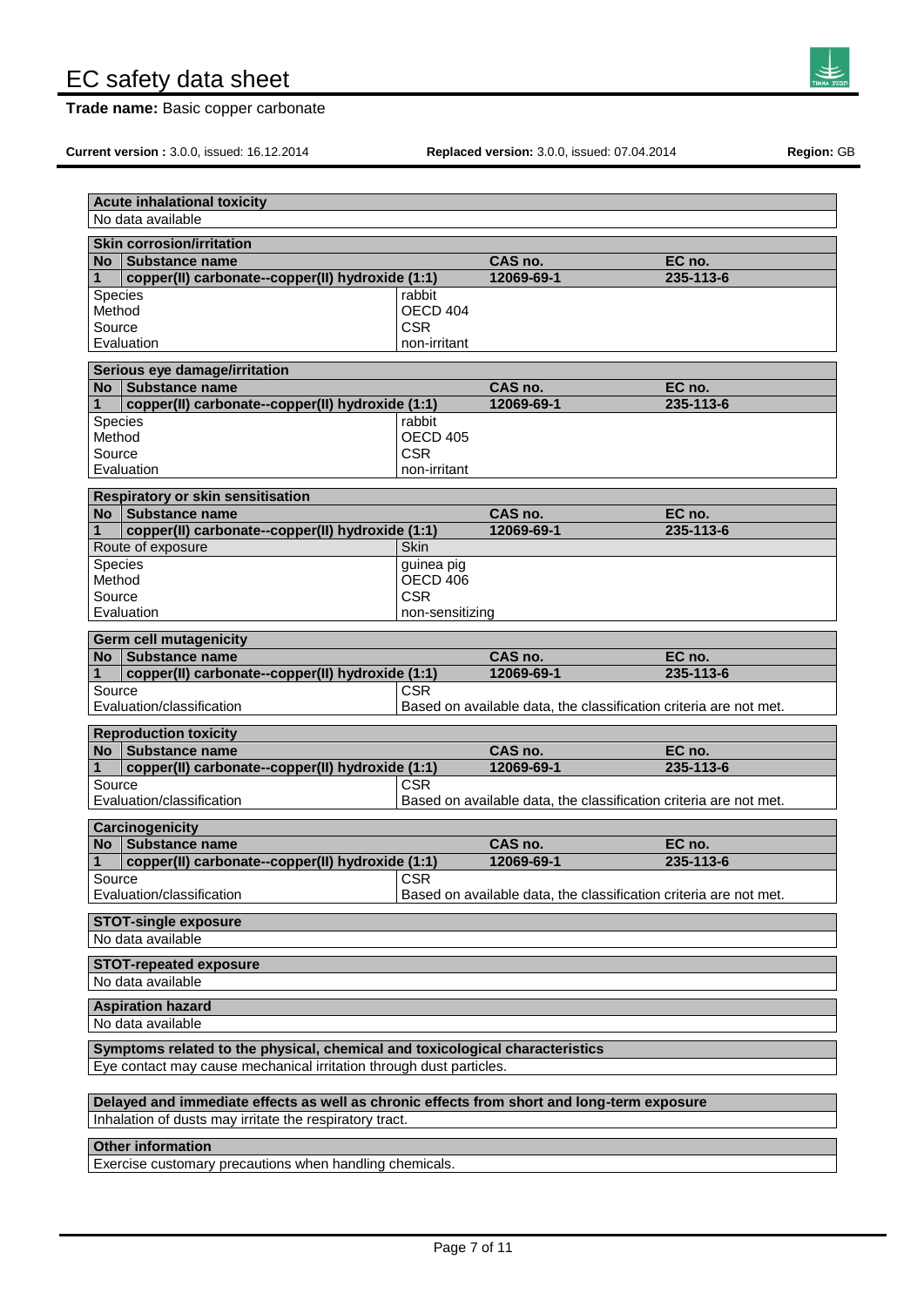**Acute inhalational toxicity**

No data available

**Skin corrosion/irritation**

| No | Substance name | CAS no. | EC no. |
|---|---|---|---|
| 1 | copper(II) carbonate--copper(II) hydroxide (1:1) | 12069-69-1 | 235-113-6 |

| | |
|---|---|
| Species | rabbit |
| Method | OECD 404 |
| Source | CSR |
| Evaluation | non-irritant |

**Serious eye damage/irritation**

| No | Substance name | CAS no. | EC no. |
|---|---|---|---|
| 1 | copper(II) carbonate--copper(II) hydroxide (1:1) | 12069-69-1 | 235-113-6 |

| | |
|---|---|
| Species | rabbit |
| Method | OECD 405 |
| Source | CSR |
| Evaluation | non-irritant |

**Respiratory or skin sensitisation**

| No | Substance name | CAS no. | EC no. |
|---|---|---|---|
| 1 | copper(II) carbonate--copper(II) hydroxide (1:1) | 12069-69-1 | 235-113-6 |

| Route of exposure | Skin |
|---|---|
| Species | guinea pig |
| Method | OECD 406 |
| Source | CSR |
| Evaluation | non-sensitizing |

**Germ cell mutagenicity**

| No | Substance name | CAS no. | EC no. |
|---|---|---|---|
| 1 | copper(II) carbonate--copper(II) hydroxide (1:1) | 12069-69-1 | 235-113-6 |

| | |
|---|---|
| Source | CSR |
| Evaluation/classification | Based on available data, the classification criteria are not met. |

**Reproduction toxicity**

| No | Substance name | CAS no. | EC no. |
|---|---|---|---|
| 1 | copper(II) carbonate--copper(II) hydroxide (1:1) | 12069-69-1 | 235-113-6 |

| | |
|---|---|
| Source | CSR |
| Evaluation/classification | Based on available data, the classification criteria are not met. |

**Carcinogenicity**

| No | Substance name | CAS no. | EC no. |
|---|---|---|---|
| 1 | copper(II) carbonate--copper(II) hydroxide (1:1) | 12069-69-1 | 235-113-6 |

| | |
|---|---|
| Source | CSR |
| Evaluation/classification | Based on available data, the classification criteria are not met. |

**STOT-single exposure**

No data available

**STOT-repeated exposure**

No data available

**Aspiration hazard**

No data available

**Symptoms related to the physical, chemical and toxicological characteristics**

Eye contact may cause mechanical irritation through dust particles.

**Delayed and immediate effects as well as chronic effects from short and long-term exposure**

Inhalation of dusts may irritate the respiratory tract.

**Other information**

Exercise customary precautions when handling chemicals.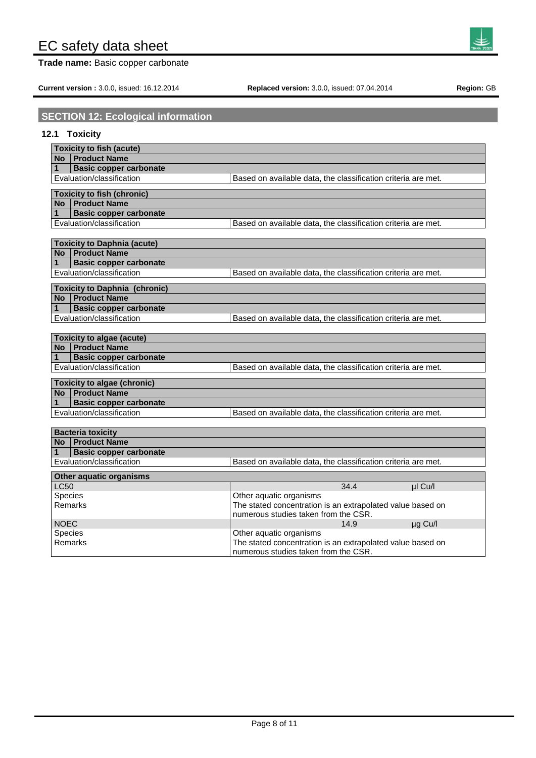## SECTION 12: Ecological information

### 12.1 Toxicity

| Toxicity to fish (acute) | |
|---|---|
| **No** | **Product Name** |
| **1** | **Basic copper carbonate** |
| Evaluation/classification | Based on available data, the classification criteria are met. |

| Toxicity to fish (chronic) | |
|---|---|
| **No** | **Product Name** |
| **1** | **Basic copper carbonate** |
| Evaluation/classification | Based on available data, the classification criteria are met. |

| Toxicity to Daphnia (acute) | |
|---|---|
| **No** | **Product Name** |
| **1** | **Basic copper carbonate** |
| Evaluation/classification | Based on available data, the classification criteria are met. |

| Toxicity to Daphnia (chronic) | |
|---|---|
| **No** | **Product Name** |
| **1** | **Basic copper carbonate** |
| Evaluation/classification | Based on available data, the classification criteria are met. |

| Toxicity to algae (acute) | |
|---|---|
| **No** | **Product Name** |
| **1** | **Basic copper carbonate** |
| Evaluation/classification | Based on available data, the classification criteria are met. |

| Toxicity to algae (chronic) | |
|---|---|
| **No** | **Product Name** |
| **1** | **Basic copper carbonate** |
| Evaluation/classification | Based on available data, the classification criteria are met. |

| Bacteria toxicity | |
|---|---|
| **No** | **Product Name** |
| **1** | **Basic copper carbonate** |
| Evaluation/classification | Based on available data, the classification criteria are met. |

| Other aquatic organisms | | |
|---|---|---|
| LC50 | 34.4 | µl Cu/l |
| Species | Other aquatic organisms | |
| Remarks | The stated concentration is an extrapolated value based on numerous studies taken from the CSR. | |
| NOEC | 14.9 | µg Cu/l |
| Species | Other aquatic organisms | |
| Remarks | The stated concentration is an extrapolated value based on numerous studies taken from the CSR. | |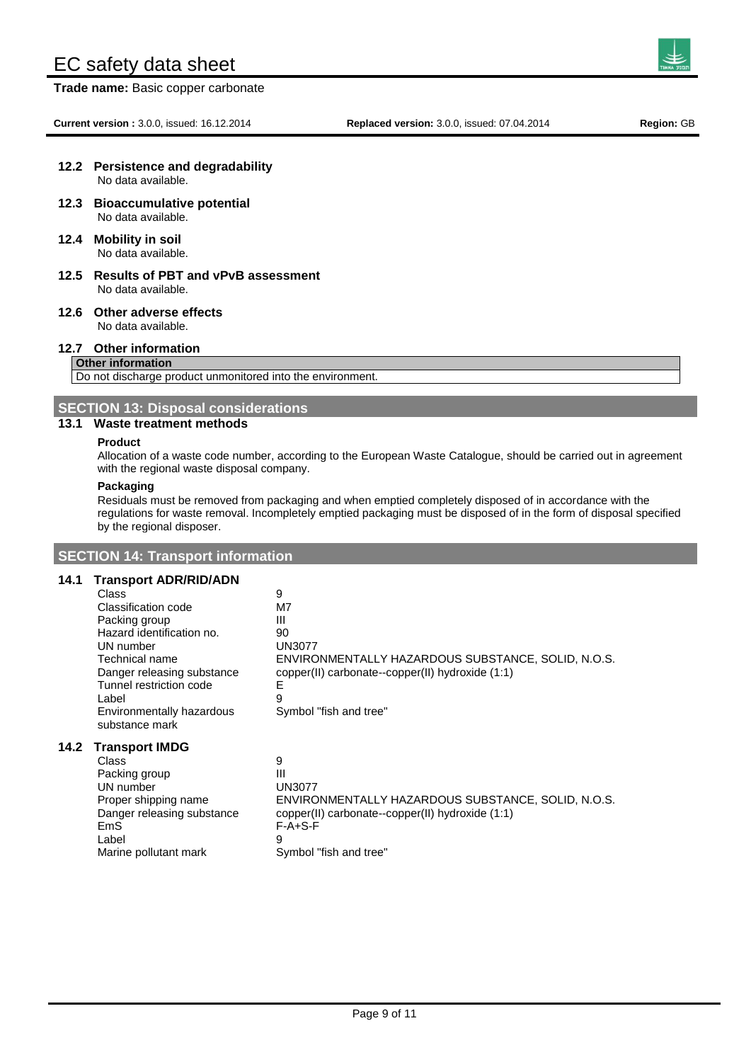## 12.2 Persistence and degradability

No data available.

## 12.3 Bioaccumulative potential

No data available.

## 12.4 Mobility in soil

No data available.

## 12.5 Results of PBT and vPvB assessment

No data available.

## 12.6 Other adverse effects

No data available.

## 12.7 Other information

| Other information |
|---|
| Do not discharge product unmonitored into the environment. |

# SECTION 13: Disposal considerations

## 13.1 Waste treatment methods

**Product**

Allocation of a waste code number, according to the European Waste Catalogue, should be carried out in agreement with the regional waste disposal company.

**Packaging**

Residuals must be removed from packaging and when emptied completely disposed of in accordance with the regulations for waste removal. Incompletely emptied packaging must be disposed of in the form of disposal specified by the regional disposer.

# SECTION 14: Transport information

## 14.1 Transport ADR/RID/ADN

| | |
|---|---|
| Class | 9 |
| Classification code | M7 |
| Packing group | III |
| Hazard identification no. | 90 |
| UN number | UN3077 |
| Technical name | ENVIRONMENTALLY HAZARDOUS SUBSTANCE, SOLID, N.O.S. |
| Danger releasing substance | copper(II) carbonate--copper(II) hydroxide (1:1) |
| Tunnel restriction code | E |
| Label | 9 |
| Environmentally hazardous substance mark | Symbol "fish and tree" |

## 14.2 Transport IMDG

| | |
|---|---|
| Class | 9 |
| Packing group | III |
| UN number | UN3077 |
| Proper shipping name | ENVIRONMENTALLY HAZARDOUS SUBSTANCE, SOLID, N.O.S. |
| Danger releasing substance | copper(II) carbonate--copper(II) hydroxide (1:1) |
| EmS | F-A+S-F |
| Label | 9 |
| Marine pollutant mark | Symbol "fish and tree" |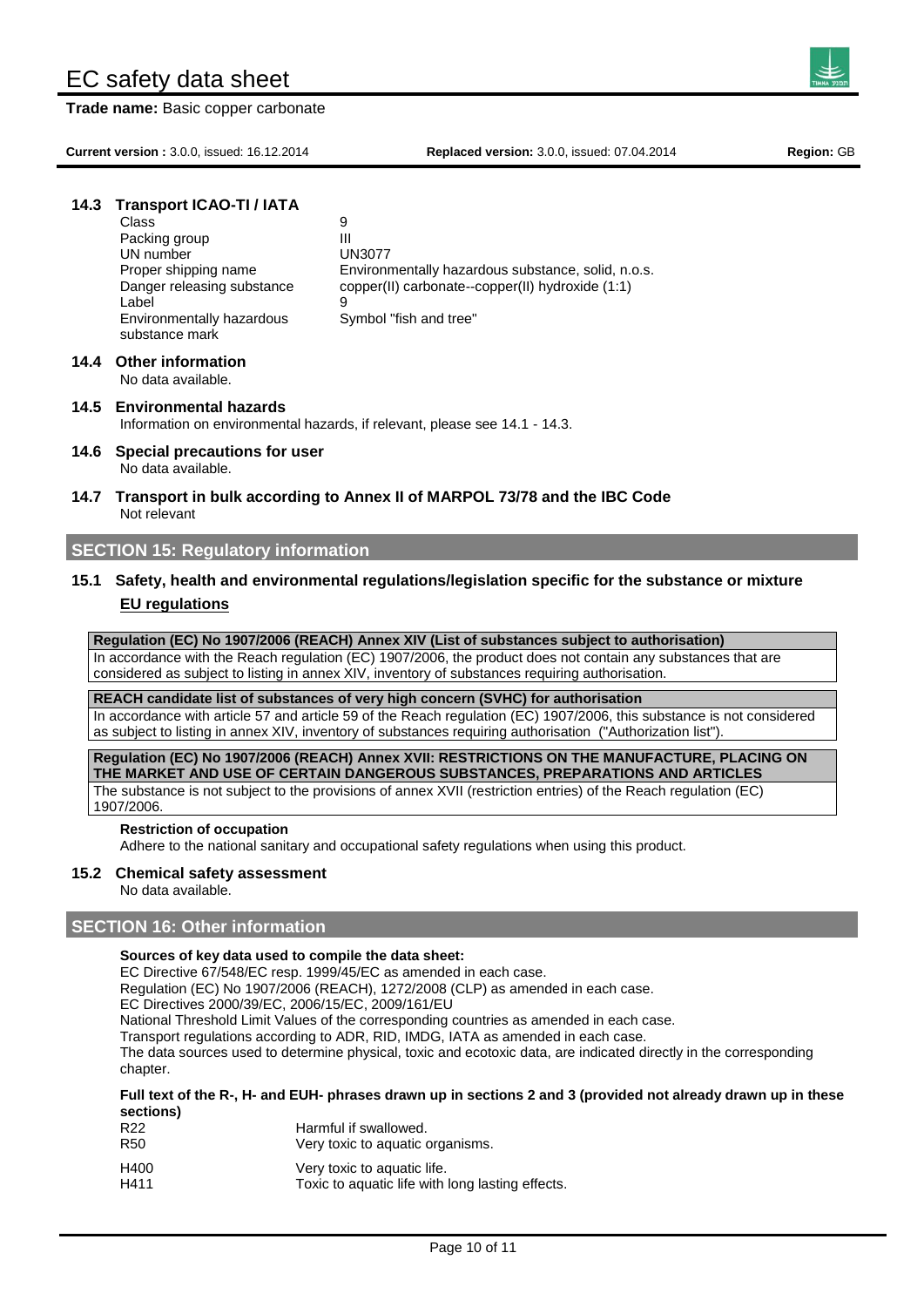### 14.3 Transport ICAO-TI / IATA

| | |
|---|---|
| Class | 9 |
| Packing group | III |
| UN number | UN3077 |
| Proper shipping name | Environmentally hazardous substance, solid, n.o.s. |
| Danger releasing substance | copper(II) carbonate--copper(II) hydroxide (1:1) |
| Label | 9 |
| Environmentally hazardous substance mark | Symbol "fish and tree" |

### 14.4 Other information

No data available.

### 14.5 Environmental hazards

Information on environmental hazards, if relevant, please see 14.1 - 14.3.

### 14.6 Special precautions for user

No data available.

### 14.7 Transport in bulk according to Annex II of MARPOL 73/78 and the IBC Code

Not relevant

## SECTION 15: Regulatory information

### 15.1 Safety, health and environmental regulations/legislation specific for the substance or mixture

**EU regulations**

| Regulation (EC) No 1907/2006 (REACH) Annex XIV (List of substances subject to authorisation) |
|---|
| In accordance with the Reach regulation (EC) 1907/2006, the product does not contain any substances that are considered as subject to listing in annex XIV, inventory of substances requiring authorisation. |

| REACH candidate list of substances of very high concern (SVHC) for authorisation |
|---|
| In accordance with article 57 and article 59 of the Reach regulation (EC) 1907/2006, this substance is not considered as subject to listing in annex XIV, inventory of substances requiring authorisation ("Authorization list"). |

| Regulation (EC) No 1907/2006 (REACH) Annex XVII: RESTRICTIONS ON THE MANUFACTURE, PLACING ON THE MARKET AND USE OF CERTAIN DANGEROUS SUBSTANCES, PREPARATIONS AND ARTICLES |
|---|
| The substance is not subject to the provisions of annex XVII (restriction entries) of the Reach regulation (EC) 1907/2006. |

**Restriction of occupation**

Adhere to the national sanitary and occupational safety regulations when using this product.

### 15.2 Chemical safety assessment

No data available.

## SECTION 16: Other information

**Sources of key data used to compile the data sheet:**

EC Directive 67/548/EC resp. 1999/45/EC as amended in each case.
Regulation (EC) No 1907/2006 (REACH), 1272/2008 (CLP) as amended in each case.
EC Directives 2000/39/EC, 2006/15/EC, 2009/161/EU
National Threshold Limit Values of the corresponding countries as amended in each case.
Transport regulations according to ADR, RID, IMDG, IATA as amended in each case.
The data sources used to determine physical, toxic and ecotoxic data, are indicated directly in the corresponding chapter.

**Full text of the R-, H- and EUH- phrases drawn up in sections 2 and 3 (provided not already drawn up in these sections)**

| | |
|---|---|
| R22 | Harmful if swallowed. |
| R50 | Very toxic to aquatic organisms. |
| H400 | Very toxic to aquatic life. |
| H411 | Toxic to aquatic life with long lasting effects. |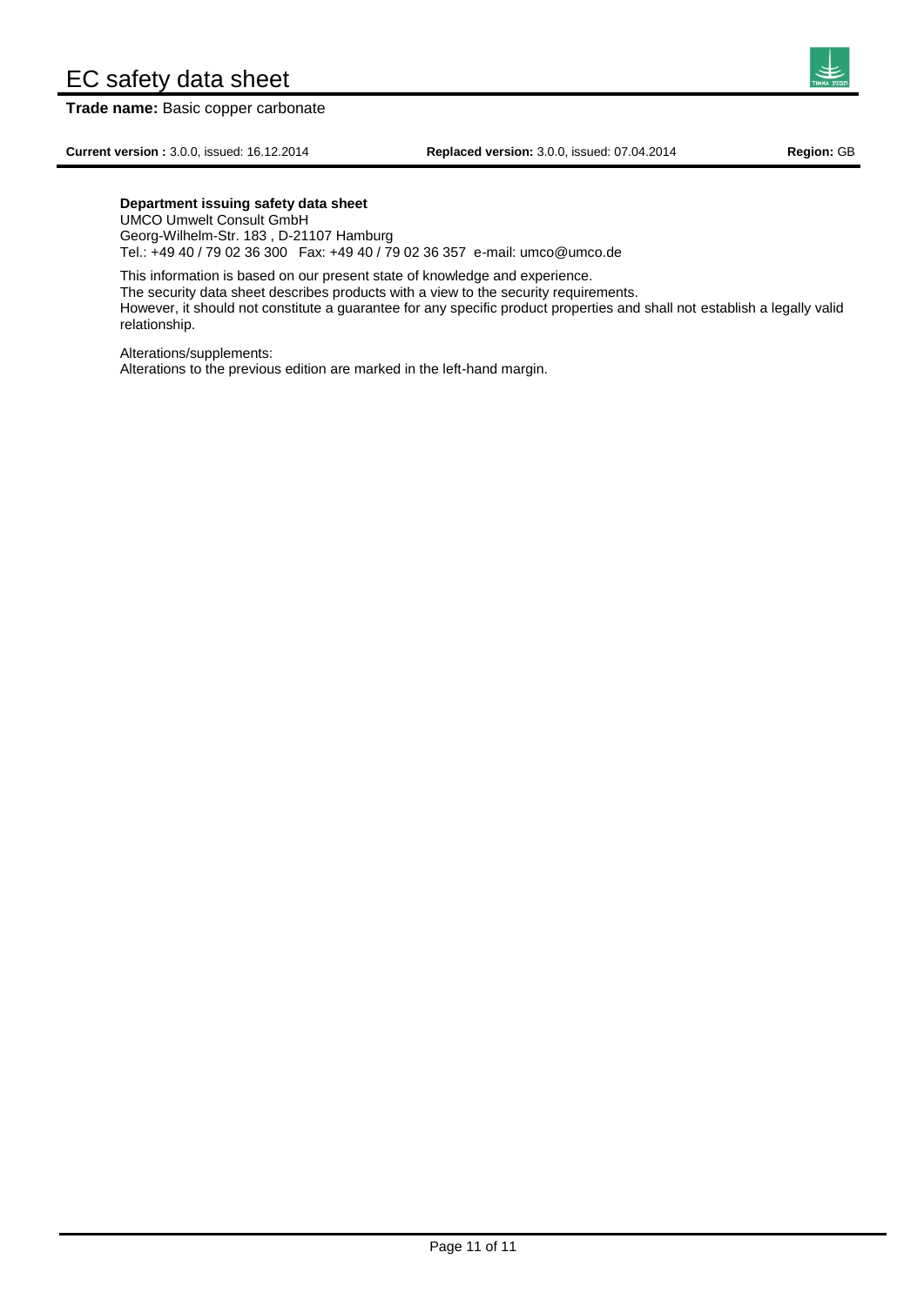**Department issuing safety data sheet**

UMCO Umwelt Consult GmbH
Georg-Wilhelm-Str. 183 , D-21107 Hamburg
Tel.: +49 40 / 79 02 36 300   Fax: +49 40 / 79 02 36 357   e-mail: umco@umco.de

This information is based on our present state of knowledge and experience.
The security data sheet describes products with a view to the security requirements.
However, it should not constitute a guarantee for any specific product properties and shall not establish a legally valid relationship.

Alterations/supplements:
Alterations to the previous edition are marked in the left-hand margin.